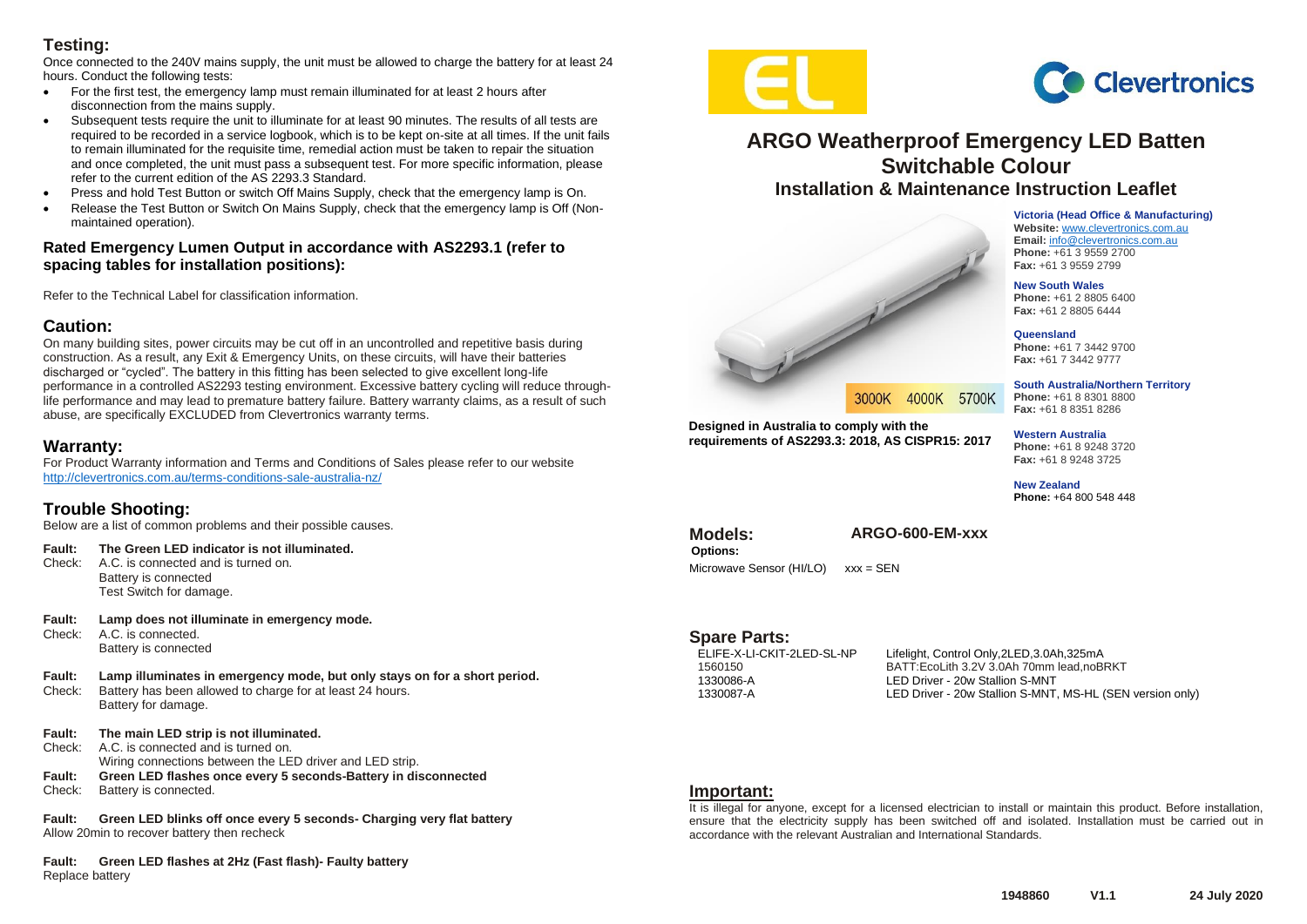## Testing:

Once connected to the 240V mains supply, the unit must be allowed to charge the battery for at least 24 hours. Conduct the following tests:

- For the first test, the emergency lamp must remain illuminated for at least 2 hours after disconnection from the mains supply.
- Subsequent tests require the unit to illuminate for at least 90 minutes. The results of all tests are required to be recorded in a service logbook, which is to be kept on-site at all times. If the unit fails to remain illuminated for the requisite time, remedial action must be taken to repair the situation and once completed, the unit must pass a subsequent test. For more specific information, please refer to the current edition of the AS 2293.3 Standard.
- Press and hold Test Button or switch Off Mains Supply, check that the emergency lamp is On.
- Release the Test Button or Switch On Mains Supply, check that the emergency lamp is Off (Non-maintained operation).

### Rated Emergency Lumen Output in accordance with AS2293.1 (refer to spacing tables for installation positions):

Refer to the Technical Label for classification information.

## Caution:

On many building sites, power circuits may be cut off in an uncontrolled and repetitive basis during construction. As a result, any Exit & Emergency Units, on these circuits, will have their batteries discharged or "cycled". The battery in this fitting has been selected to give excellent long-life performance in a controlled AS2293 testing environment. Excessive battery cycling will reduce through-life performance and may lead to premature battery failure. Battery warranty claims, as a result of such abuse, are specifically EXCLUDED from Clevertronics warranty terms.

## Warranty:

For Product Warranty information and Terms and Conditions of Sales please refer to our website http://clevertronics.com.au/terms-conditions-sale-australia-nz/

## Trouble Shooting:

Below are a list of common problems and their possible causes.

**Fault: The Green LED indicator is not illuminated.**
Check: A.C. is connected and is turned on.
Battery is connected
Test Switch for damage.

**Fault: Lamp does not illuminate in emergency mode.**
Check: A.C. is connected.
Battery is connected

**Fault: Lamp illuminates in emergency mode, but only stays on for a short period.**
Check: Battery has been allowed to charge for at least 24 hours.
Battery for damage.

**Fault: The main LED strip is not illuminated.**
Check: A.C. is connected and is turned on.
Wiring connections between the LED driver and LED strip.

**Fault: Green LED flashes once every 5 seconds-Battery in disconnected**
Check: Battery is connected.

**Fault: Green LED blinks off once every 5 seconds- Charging very flat battery**
Allow 20min to recover battery then recheck

**Fault: Green LED flashes at 2Hz (Fast flash)- Faulty battery**
Replace battery

EL

Clevertronics

# ARGO Weatherproof Emergency LED Batten Switchable Colour

## Installation & Maintenance Instruction Leaflet

3000K 4000K 5700K

**Designed in Australia to comply with the requirements of AS2293.3: 2018, AS CISPR15: 2017**

**Victoria (Head Office & Manufacturing)**
**Website:** www.clevertronics.com.au
**Email:** info@clevertronics.com.au
**Phone:** +61 3 9559 2700
**Fax:** +61 3 9559 2799

**New South Wales**
**Phone:** +61 2 8805 6400
**Fax:** +61 2 8805 6444

**Queensland**
**Phone:** +61 7 3442 9700
**Fax:** +61 7 3442 9777

**South Australia/Northern Territory**
**Phone:** +61 8 8301 8800
**Fax:** +61 8 8351 8286

**Western Australia**
**Phone:** +61 8 9248 3720
**Fax:** +61 8 9248 3725

**New Zealand**
**Phone:** +64 800 548 448

## Models: ARGO-600-EM-xxx

**Options:**

Microwave Sensor (HI/LO) xxx = SEN

## Spare Parts:

| | |
|---|---|
| ELIFE-X-LI-CKIT-2LED-SL-NP | Lifelight, Control Only,2LED,3.0Ah,325mA |
| 1560150 | BATT:EcoLith 3.2V 3.0Ah 70mm lead,noBRKT |
| 1330086-A | LED Driver - 20w Stallion S-MNT |
| 1330087-A | LED Driver - 20w Stallion S-MNT, MS-HL (SEN version only) |

## Important:

It is illegal for anyone, except for a licensed electrician to install or maintain this product. Before installation, ensure that the electricity supply has been switched off and isolated. Installation must be carried out in accordance with the relevant Australian and International Standards.

1948860 V1.1 24 July 2020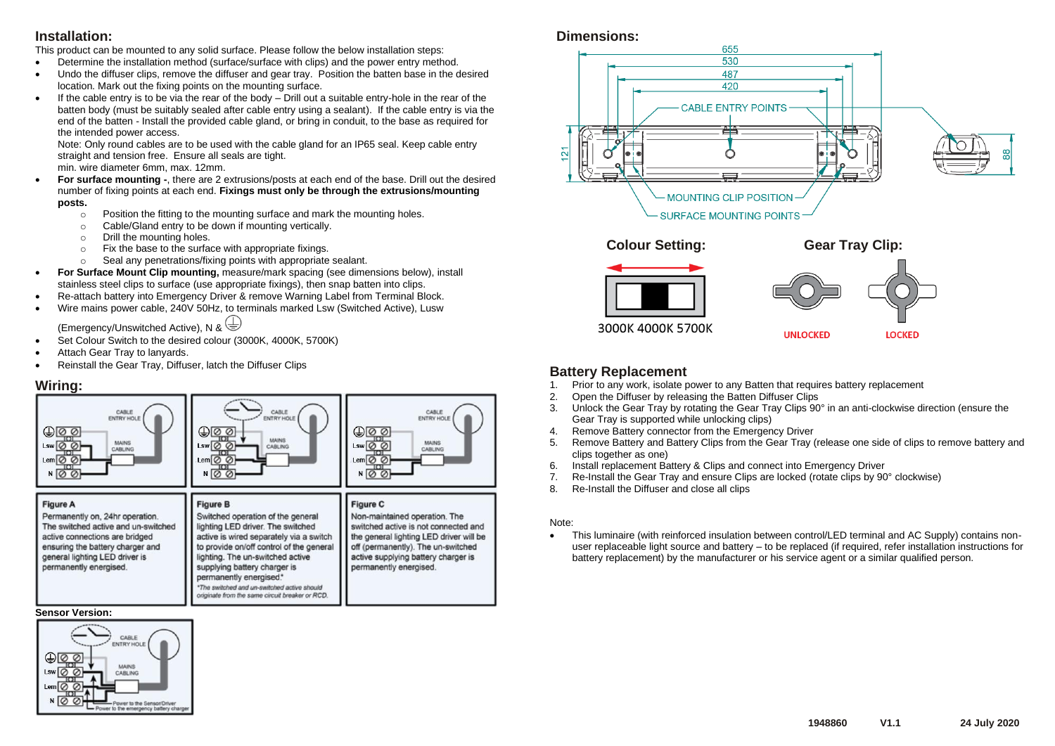## Installation:

This product can be mounted to any solid surface. Please follow the below installation steps:

- Determine the installation method (surface/surface with clips) and the power entry method.
- Undo the diffuser clips, remove the diffuser and gear tray. Position the batten base in the desired location. Mark out the fixing points on the mounting surface.
- If the cable entry is to be via the rear of the body – Drill out a suitable entry-hole in the rear of the batten body (must be suitably sealed after cable entry using a sealant). If the cable entry is via the end of the batten - Install the provided cable gland, or bring in conduit, to the base as required for the intended power access.
  Note: Only round cables are to be used with the cable gland for an IP65 seal. Keep cable entry straight and tension free. Ensure all seals are tight.
  min. wire diameter 6mm, max. 12mm.
- **For surface mounting -**, there are 2 extrusions/posts at each end of the base. Drill out the desired number of fixing points at each end. **Fixings must only be through the extrusions/mounting posts.**
  - Position the fitting to the mounting surface and mark the mounting holes.
  - Cable/Gland entry to be down if mounting vertically.
  - Drill the mounting holes.
  - Fix the base to the surface with appropriate fixings.
  - Seal any penetrations/fixing points with appropriate sealant.
- **For Surface Mount Clip mounting,** measure/mark spacing (see dimensions below), install stainless steel clips to surface (use appropriate fixings), then snap batten into clips.
- Re-attach battery into Emergency Driver & remove Warning Label from Terminal Block.
- Wire mains power cable, 240V 50Hz, to terminals marked Lsw (Switched Active), Lusw (Emergency/Unswitched Active), N & ⏚
- Set Colour Switch to the desired colour (3000K, 4000K, 5700K)
- Attach Gear Tray to lanyards.
- Reinstall the Gear Tray, Diffuser, latch the Diffuser Clips

## Wiring:

CABLE ENTRY HOLE
MAINS CABLING
Lsw
Lem
N

**Figure A**
Permanently on, 24hr operation. The switched and un-switched active connections are bridged ensuring the battery charger and general lighting LED driver is permanently energised.

**Figure B**
Switched operation of the general lighting LED driver. The switched active is wired separately via a switch to provide on/off control of the general lighting. The un-switched active supplying battery charger is permanently energised.*
*The switched and un-switched active should originate from the same circuit breaker or RCD.

**Figure C**
Non-maintained operation. The switched active is not connected and the general lighting LED driver will be off (permanently). The un-switched active supplying battery charger is permanently energised.

**Sensor Version:**

CABLE ENTRY HOLE
MAINS CABLING
Lsw
Lem
N
Power to the Sensor/Driver
Power to the emergency battery charger

## Dimensions:

655
530
487
420
121
88
CABLE ENTRY POINTS
MOUNTING CLIP POSITION
SURFACE MOUNTING POINTS

**Colour Setting:**

3000K 4000K 5700K

**Gear Tray Clip:**

UNLOCKED
LOCKED

## Battery Replacement

1. Prior to any work, isolate power to any Batten that requires battery replacement
2. Open the Diffuser by releasing the Batten Diffuser Clips
3. Unlock the Gear Tray by rotating the Gear Tray Clips 90° in an anti-clockwise direction (ensure the Gear Tray is supported while unlocking clips)
4. Remove Battery connector from the Emergency Driver
5. Remove Battery and Battery Clips from the Gear Tray (release one side of clips to remove battery and clips together as one)
6. Install replacement Battery & Clips and connect into Emergency Driver
7. Re-Install the Gear Tray and ensure Clips are locked (rotate clips by 90° clockwise)
8. Re-Install the Diffuser and close all clips

Note:

- This luminaire (with reinforced insulation between control/LED terminal and AC Supply) contains non-user replaceable light source and battery – to be replaced (if required, refer installation instructions for battery replacement) by the manufacturer or his service agent or a similar qualified person.

1948860 V1.1 24 July 2020